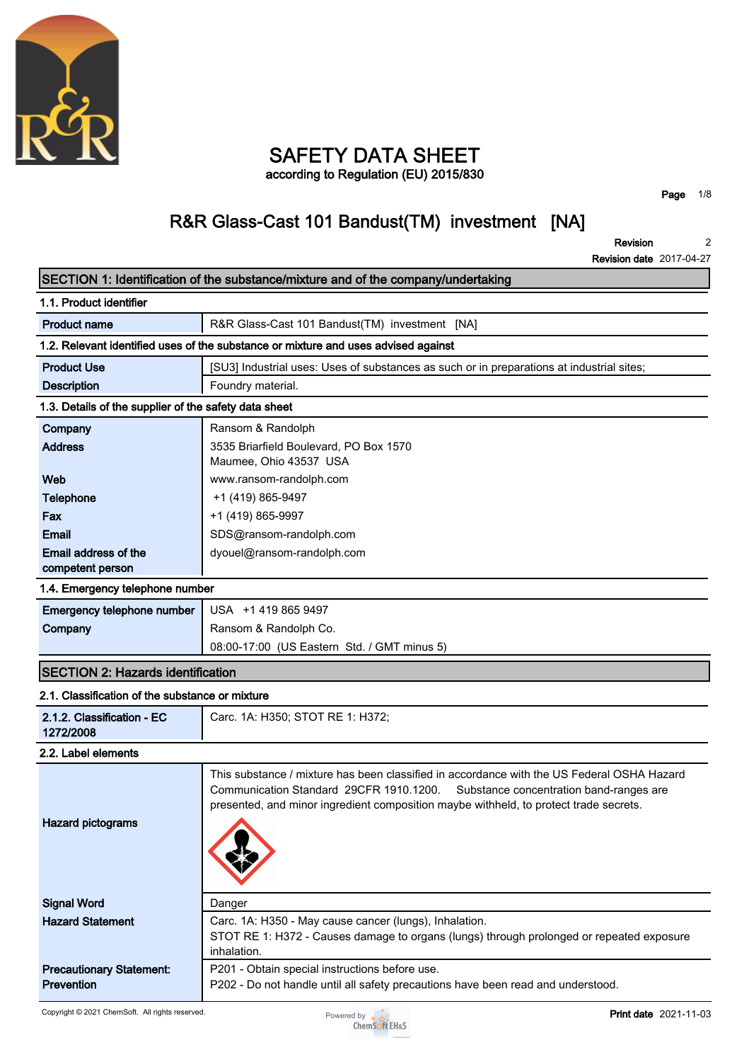# SAFETY DATA SHEET

according to Regulation (EU) 2015/830

## R&R Glass-Cast 101 Bandust(TM) investment [NA]

**Revision** 2

**Revision date** 2017-04-27

## SECTION 1: Identification of the substance/mixture and of the company/undertaking

### 1.1. Product identifier

| | |
|---|---|
| **Product name** | R&R Glass-Cast 101 Bandust(TM) investment [NA] |

### 1.2. Relevant identified uses of the substance or mixture and uses advised against

| | |
|---|---|
| **Product Use** | [SU3] Industrial uses: Uses of substances as such or in preparations at industrial sites; |
| **Description** | Foundry material. |

### 1.3. Details of the supplier of the safety data sheet

| | |
|---|---|
| **Company** | Ransom & Randolph |
| **Address** | 3535 Briarfield Boulevard, PO Box 1570<br>Maumee, Ohio 43537 USA |
| **Web** | www.ransom-randolph.com |
| **Telephone** | +1 (419) 865-9497 |
| **Fax** | +1 (419) 865-9997 |
| **Email** | SDS@ransom-randolph.com |
| **Email address of the competent person** | dyouel@ransom-randolph.com |

### 1.4. Emergency telephone number

| | |
|---|---|
| **Emergency telephone number** | USA +1 419 865 9497 |
| **Company** | Ransom & Randolph Co. |
| | 08:00-17:00 (US Eastern Std. / GMT minus 5) |

## SECTION 2: Hazards identification

### 2.1. Classification of the substance or mixture

| | |
|---|---|
| **2.1.2. Classification - EC 1272/2008** | Carc. 1A: H350; STOT RE 1: H372; |

### 2.2. Label elements

| | |
|---|---|
| | This substance / mixture has been classified in accordance with the US Federal OSHA Hazard Communication Standard 29CFR 1910.1200. Substance concentration band-ranges are presented, and minor ingredient composition maybe withheld, to protect trade secrets. |
| **Hazard pictograms** | |
| **Signal Word** | Danger |
| **Hazard Statement** | Carc. 1A: H350 - May cause cancer (lungs), Inhalation.<br>STOT RE 1: H372 - Causes damage to organs (lungs) through prolonged or repeated exposure inhalation. |
| **Precautionary Statement: Prevention** | P201 - Obtain special instructions before use.<br>P202 - Do not handle until all safety precautions have been read and understood. |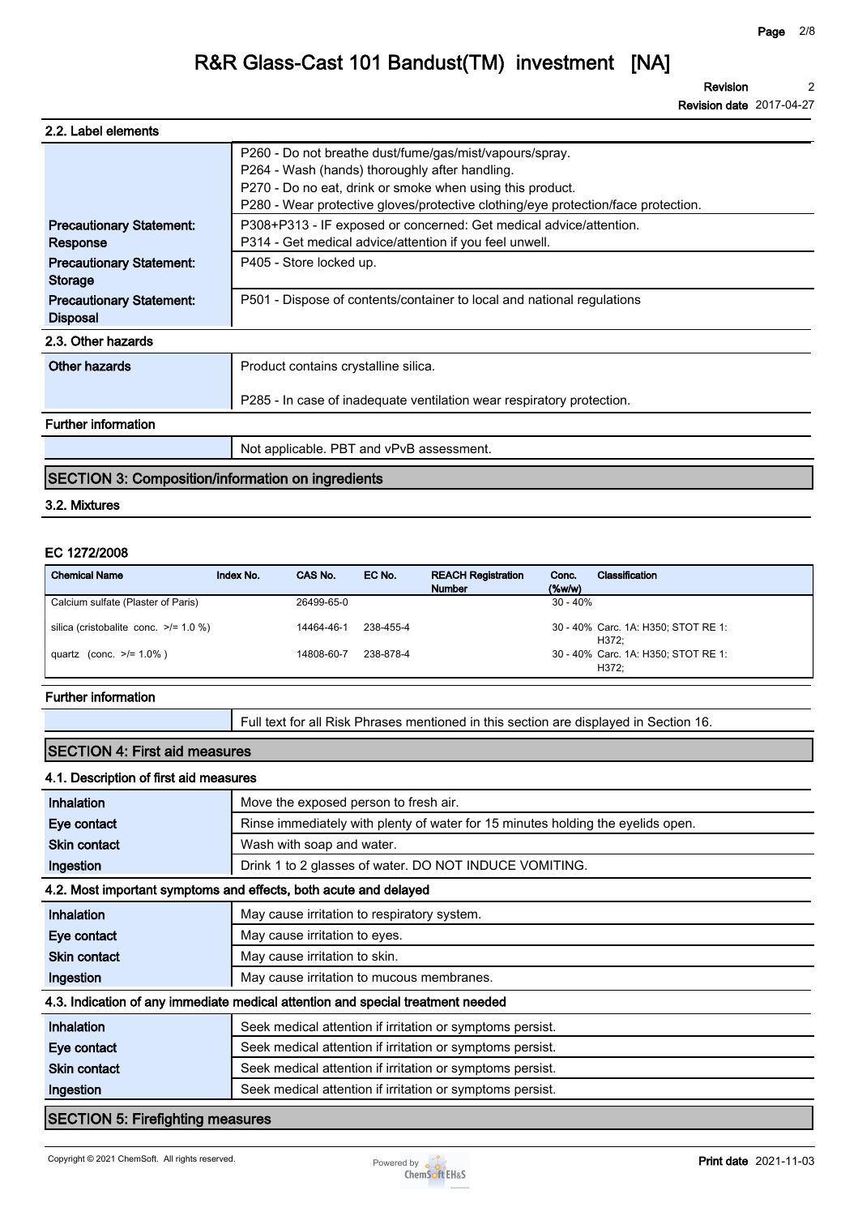### 2.2. Label elements

| | |
|---|---|
| | P260 - Do not breathe dust/fume/gas/mist/vapours/spray.<br>P264 - Wash (hands) thoroughly after handling.<br>P270 - Do no eat, drink or smoke when using this product.<br>P280 - Wear protective gloves/protective clothing/eye protection/face protection. |
| **Precautionary Statement: Response** | P308+P313 - IF exposed or concerned: Get medical advice/attention.<br>P314 - Get medical advice/attention if you feel unwell. |
| **Precautionary Statement: Storage** | P405 - Store locked up. |
| **Precautionary Statement: Disposal** | P501 - Dispose of contents/container to local and national regulations |

### 2.3. Other hazards

| | |
|---|---|
| **Other hazards** | Product contains crystalline silica.<br><br>P285 - In case of inadequate ventilation wear respiratory protection. |

**Further information**

Not applicable. PBT and vPvB assessment.

## SECTION 3: Composition/information on ingredients

### 3.2. Mixtures

**EC 1272/2008**

| Chemical Name | Index No. | CAS No. | EC No. | REACH Registration Number | Conc. (%w/w) | Classification |
|---|---|---|---|---|---|---|
| Calcium sulfate (Plaster of Paris) | | 26499-65-0 | | | 30 - 40% | |
| silica (cristobalite conc. >/= 1.0 %) | | 14464-46-1 | 238-455-4 | | 30 - 40% | Carc. 1A: H350; STOT RE 1: H372; |
| quartz (conc. >/= 1.0% ) | | 14808-60-7 | 238-878-4 | | 30 - 40% | Carc. 1A: H350; STOT RE 1: H372; |

**Further information**

Full text for all Risk Phrases mentioned in this section are displayed in Section 16.

## SECTION 4: First aid measures

### 4.1. Description of first aid measures

| | |
|---|---|
| **Inhalation** | Move the exposed person to fresh air. |
| **Eye contact** | Rinse immediately with plenty of water for 15 minutes holding the eyelids open. |
| **Skin contact** | Wash with soap and water. |
| **Ingestion** | Drink 1 to 2 glasses of water. DO NOT INDUCE VOMITING. |

### 4.2. Most important symptoms and effects, both acute and delayed

| | |
|---|---|
| **Inhalation** | May cause irritation to respiratory system. |
| **Eye contact** | May cause irritation to eyes. |
| **Skin contact** | May cause irritation to skin. |
| **Ingestion** | May cause irritation to mucous membranes. |

### 4.3. Indication of any immediate medical attention and special treatment needed

| | |
|---|---|
| **Inhalation** | Seek medical attention if irritation or symptoms persist. |
| **Eye contact** | Seek medical attention if irritation or symptoms persist. |
| **Skin contact** | Seek medical attention if irritation or symptoms persist. |
| **Ingestion** | Seek medical attention if irritation or symptoms persist. |

## SECTION 5: Firefighting measures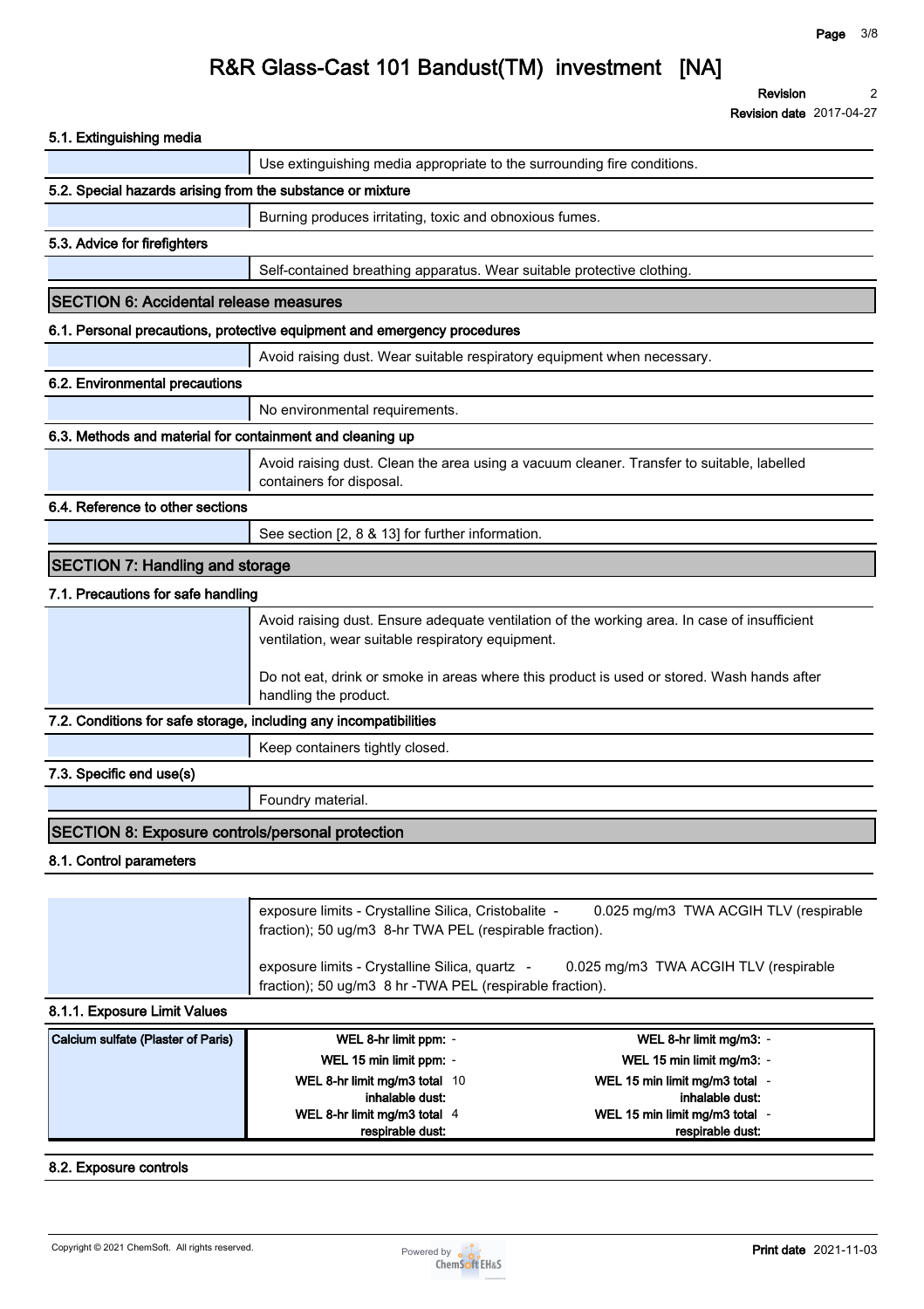### 5.1. Extinguishing media

Use extinguishing media appropriate to the surrounding fire conditions.

### 5.2. Special hazards arising from the substance or mixture

Burning produces irritating, toxic and obnoxious fumes.

### 5.3. Advice for firefighters

Self-contained breathing apparatus. Wear suitable protective clothing.

## SECTION 6: Accidental release measures

### 6.1. Personal precautions, protective equipment and emergency procedures

Avoid raising dust. Wear suitable respiratory equipment when necessary.

### 6.2. Environmental precautions

No environmental requirements.

### 6.3. Methods and material for containment and cleaning up

Avoid raising dust. Clean the area using a vacuum cleaner. Transfer to suitable, labelled containers for disposal.

### 6.4. Reference to other sections

See section [2, 8 & 13] for further information.

## SECTION 7: Handling and storage

### 7.1. Precautions for safe handling

Avoid raising dust. Ensure adequate ventilation of the working area. In case of insufficient ventilation, wear suitable respiratory equipment.

Do not eat, drink or smoke in areas where this product is used or stored. Wash hands after handling the product.

### 7.2. Conditions for safe storage, including any incompatibilities

Keep containers tightly closed.

### 7.3. Specific end use(s)

Foundry material.

## SECTION 8: Exposure controls/personal protection

### 8.1. Control parameters

exposure limits - Crystalline Silica, Cristobalite - 0.025 mg/m3 TWA ACGIH TLV (respirable fraction); 50 ug/m3 8-hr TWA PEL (respirable fraction).

exposure limits - Crystalline Silica, quartz - 0.025 mg/m3 TWA ACGIH TLV (respirable fraction); 50 ug/m3 8 hr -TWA PEL (respirable fraction).

### 8.1.1. Exposure Limit Values

| Substance | Limit | Value | Limit | Value |
|---|---|---|---|---|
| Calcium sulfate (Plaster of Paris) | WEL 8-hr limit ppm: | - | WEL 8-hr limit mg/m3: | - |
| | WEL 15 min limit ppm: | - | WEL 15 min limit mg/m3: | - |
| | WEL 8-hr limit mg/m3 total inhalable dust: | 10 | WEL 15 min limit mg/m3 total inhalable dust: | - |
| | WEL 8-hr limit mg/m3 total respirable dust: | 4 | WEL 15 min limit mg/m3 total respirable dust: | - |

### 8.2. Exposure controls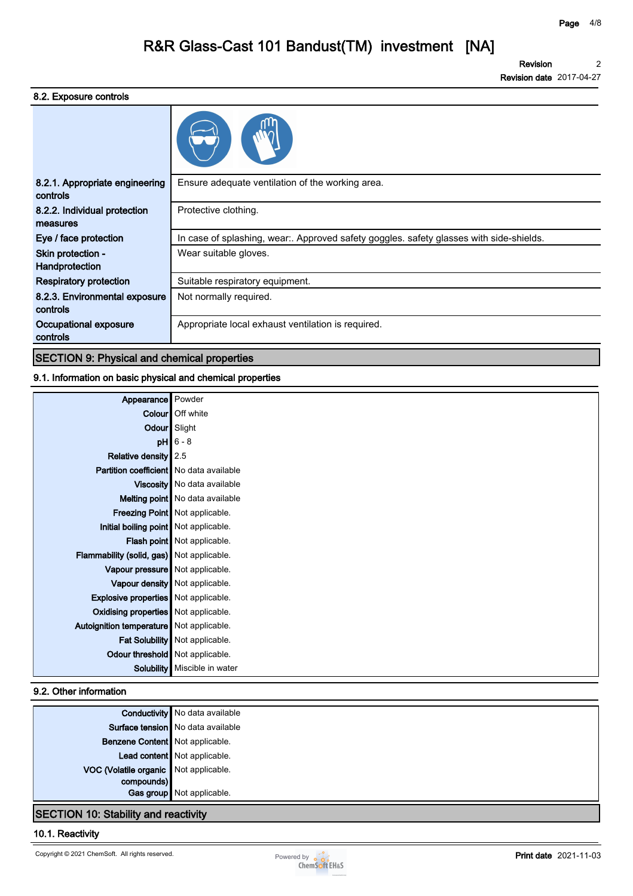### 8.2. Exposure controls

| | |
|---|---|
| **8.2.1. Appropriate engineering controls** | Ensure adequate ventilation of the working area. |
| **8.2.2. Individual protection measures** | Protective clothing. |
| **Eye / face protection** | In case of splashing, wear:. Approved safety goggles. safety glasses with side-shields. |
| **Skin protection - Handprotection** | Wear suitable gloves. |
| **Respiratory protection** | Suitable respiratory equipment. |
| **8.2.3. Environmental exposure controls** | Not normally required. |
| **Occupational exposure controls** | Appropriate local exhaust ventilation is required. |

## SECTION 9: Physical and chemical properties

### 9.1. Information on basic physical and chemical properties

| | |
|---|---|
| **Appearance** | Powder |
| **Colour** | Off white |
| **Odour** | Slight |
| **pH** | 6 - 8 |
| **Relative density** | 2.5 |
| **Partition coefficient** | No data available |
| **Viscosity** | No data available |
| **Melting point** | No data available |
| **Freezing Point** | Not applicable. |
| **Initial boiling point** | Not applicable. |
| **Flash point** | Not applicable. |
| **Flammability (solid, gas)** | Not applicable. |
| **Vapour pressure** | Not applicable. |
| **Vapour density** | Not applicable. |
| **Explosive properties** | Not applicable. |
| **Oxidising properties** | Not applicable. |
| **Autoignition temperature** | Not applicable. |
| **Fat Solubility** | Not applicable. |
| **Odour threshold** | Not applicable. |
| **Solubility** | Miscible in water |

### 9.2. Other information

| | |
|---|---|
| **Conductivity** | No data available |
| **Surface tension** | No data available |
| **Benzene Content** | Not applicable. |
| **Lead content** | Not applicable. |
| **VOC (Volatile organic compounds)** | Not applicable. |
| **Gas group** | Not applicable. |

## SECTION 10: Stability and reactivity

### 10.1. Reactivity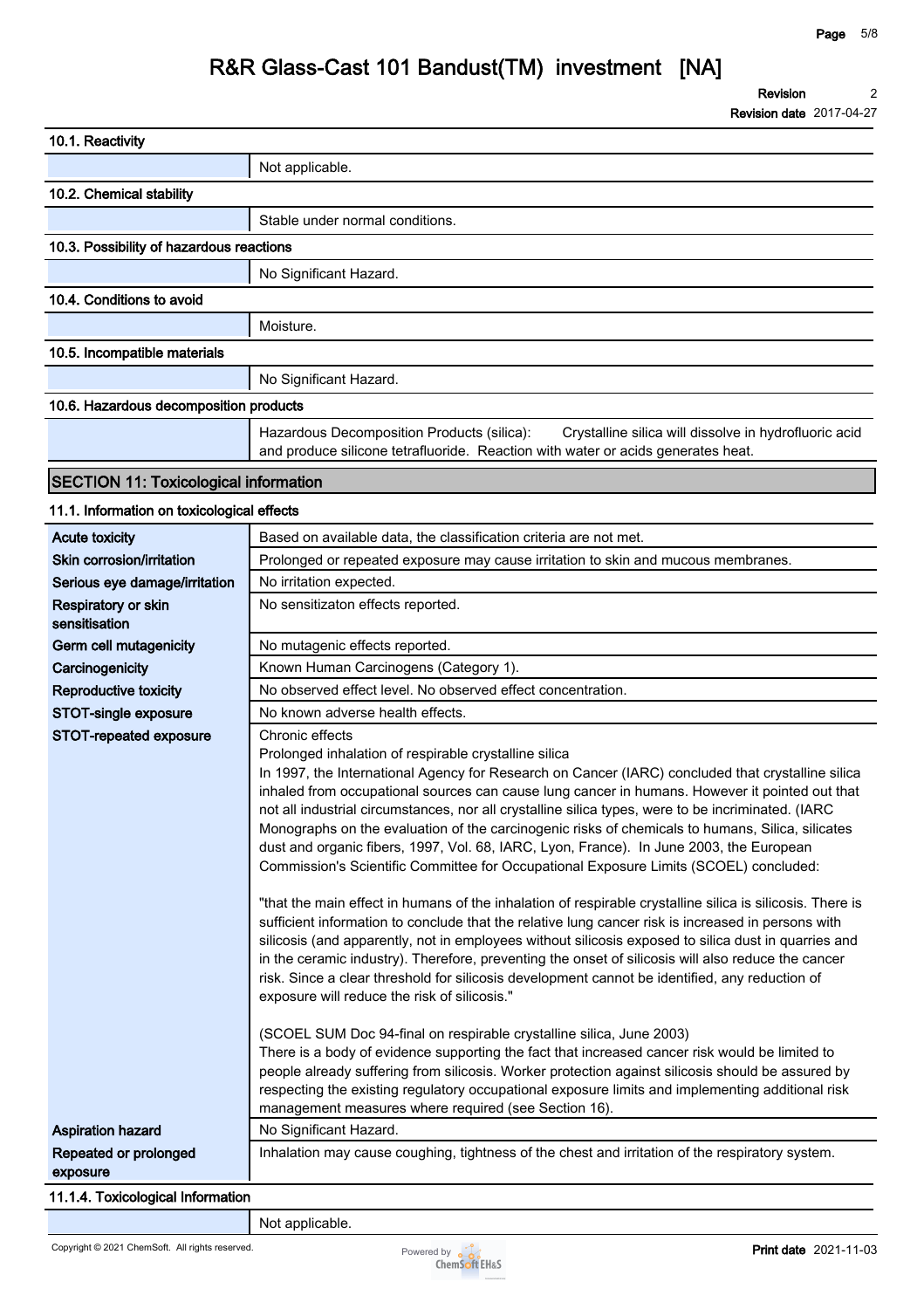### 10.1. Reactivity

| | |
|---|---|
| | Not applicable. |

### 10.2. Chemical stability

| | |
|---|---|
| | Stable under normal conditions. |

### 10.3. Possibility of hazardous reactions

| | |
|---|---|
| | No Significant Hazard. |

### 10.4. Conditions to avoid

| | |
|---|---|
| | Moisture. |

### 10.5. Incompatible materials

| | |
|---|---|
| | No Significant Hazard. |

### 10.6. Hazardous decomposition products

| | |
|---|---|
| | Hazardous Decomposition Products (silica): Crystalline silica will dissolve in hydrofluoric acid and produce silicone tetrafluoride. Reaction with water or acids generates heat. |

## SECTION 11: Toxicological information

### 11.1. Information on toxicological effects

| | |
|---|---|
| **Acute toxicity** | Based on available data, the classification criteria are not met. |
| **Skin corrosion/irritation** | Prolonged or repeated exposure may cause irritation to skin and mucous membranes. |
| **Serious eye damage/irritation** | No irritation expected. |
| **Respiratory or skin sensitisation** | No sensitizaton effects reported. |
| **Germ cell mutagenicity** | No mutagenic effects reported. |
| **Carcinogenicity** | Known Human Carcinogens (Category 1). |
| **Reproductive toxicity** | No observed effect level. No observed effect concentration. |
| **STOT-single exposure** | No known adverse health effects. |
| **STOT-repeated exposure** | Chronic effects<br>Prolonged inhalation of respirable crystalline silica<br>In 1997, the International Agency for Research on Cancer (IARC) concluded that crystalline silica inhaled from occupational sources can cause lung cancer in humans. However it pointed out that not all industrial circumstances, nor all crystalline silica types, were to be incriminated. (IARC Monographs on the evaluation of the carcinogenic risks of chemicals to humans, Silica, silicates dust and organic fibers, 1997, Vol. 68, IARC, Lyon, France). In June 2003, the European Commission's Scientific Committee for Occupational Exposure Limits (SCOEL) concluded:<br><br>"that the main effect in humans of the inhalation of respirable crystalline silica is silicosis. There is sufficient information to conclude that the relative lung cancer risk is increased in persons with silicosis (and apparently, not in employees without silicosis exposed to silica dust in quarries and in the ceramic industry). Therefore, preventing the onset of silicosis will also reduce the cancer risk. Since a clear threshold for silicosis development cannot be identified, any reduction of exposure will reduce the risk of silicosis."<br><br>(SCOEL SUM Doc 94-final on respirable crystalline silica, June 2003)<br>There is a body of evidence supporting the fact that increased cancer risk would be limited to people already suffering from silicosis. Worker protection against silicosis should be assured by respecting the existing regulatory occupational exposure limits and implementing additional risk management measures where required (see Section 16). |
| **Aspiration hazard** | No Significant Hazard. |
| **Repeated or prolonged exposure** | Inhalation may cause coughing, tightness of the chest and irritation of the respiratory system. |

### 11.1.4. Toxicological Information

| | |
|---|---|
| | Not applicable. |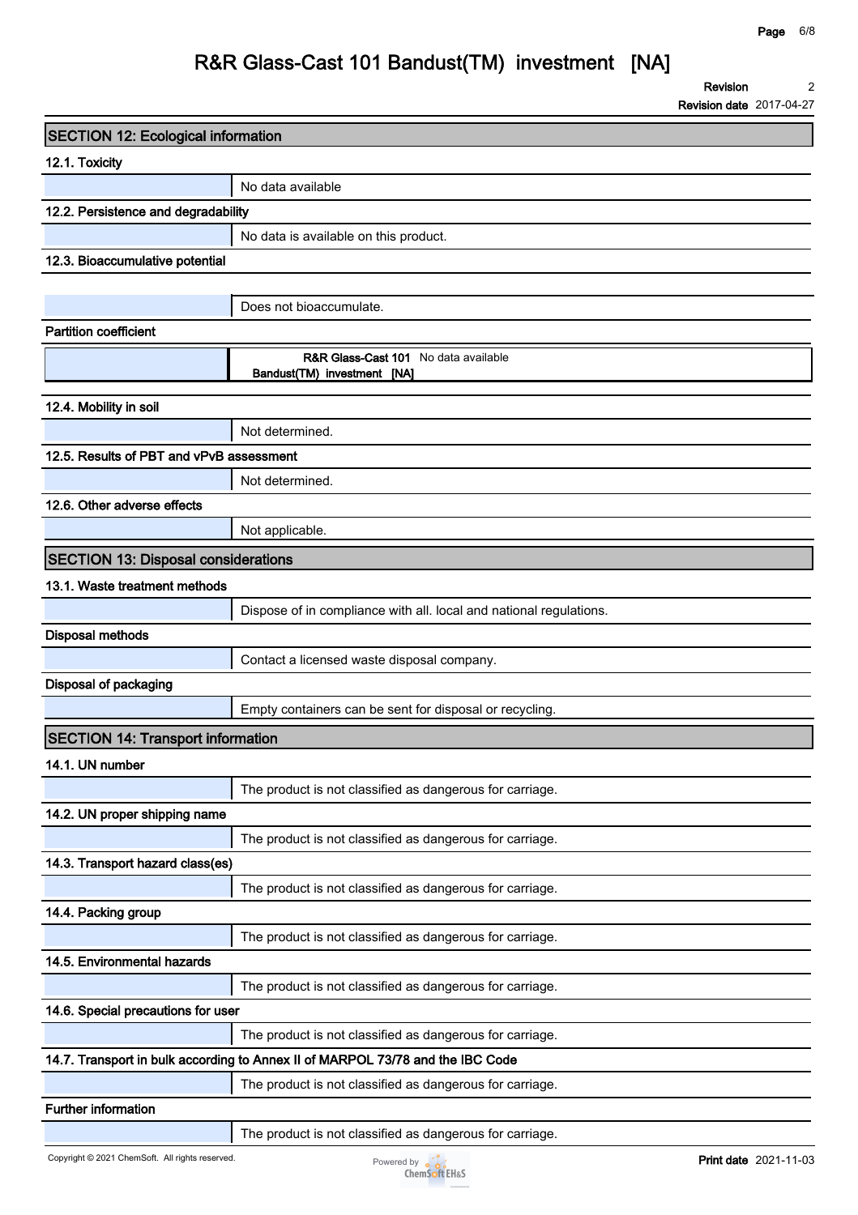## SECTION 12: Ecological information

### 12.1. Toxicity

No data available

### 12.2. Persistence and degradability

No data is available on this product.

### 12.3. Bioaccumulative potential

Does not bioaccumulate.

**Partition coefficient**

| | |
|---|---|
| R&R Glass-Cast 101 Bandust(TM) investment [NA] | No data available |

### 12.4. Mobility in soil

Not determined.

### 12.5. Results of PBT and vPvB assessment

Not determined.

### 12.6. Other adverse effects

Not applicable.

## SECTION 13: Disposal considerations

### 13.1. Waste treatment methods

Dispose of in compliance with all. local and national regulations.

**Disposal methods**

Contact a licensed waste disposal company.

**Disposal of packaging**

Empty containers can be sent for disposal or recycling.

## SECTION 14: Transport information

### 14.1. UN number

The product is not classified as dangerous for carriage.

### 14.2. UN proper shipping name

The product is not classified as dangerous for carriage.

### 14.3. Transport hazard class(es)

The product is not classified as dangerous for carriage.

### 14.4. Packing group

The product is not classified as dangerous for carriage.

### 14.5. Environmental hazards

The product is not classified as dangerous for carriage.

### 14.6. Special precautions for user

The product is not classified as dangerous for carriage.

### 14.7. Transport in bulk according to Annex II of MARPOL 73/78 and the IBC Code

The product is not classified as dangerous for carriage.

**Further information**

The product is not classified as dangerous for carriage.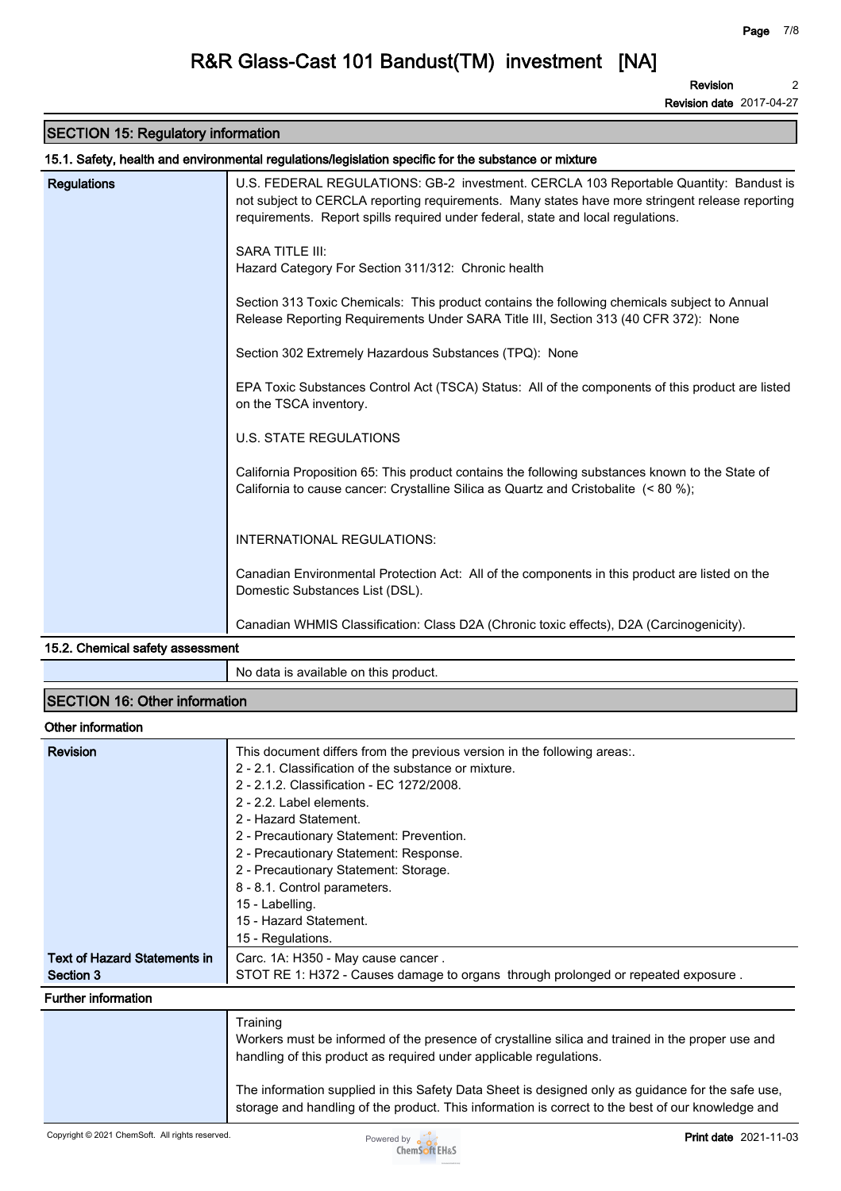## SECTION 15: Regulatory information

### 15.1. Safety, health and environmental regulations/legislation specific for the substance or mixture

**Regulations**

U.S. FEDERAL REGULATIONS: GB-2 investment. CERCLA 103 Reportable Quantity: Bandust is not subject to CERCLA reporting requirements. Many states have more stringent release reporting requirements. Report spills required under federal, state and local regulations.

SARA TITLE III:
Hazard Category For Section 311/312: Chronic health

Section 313 Toxic Chemicals: This product contains the following chemicals subject to Annual Release Reporting Requirements Under SARA Title III, Section 313 (40 CFR 372): None

Section 302 Extremely Hazardous Substances (TPQ): None

EPA Toxic Substances Control Act (TSCA) Status: All of the components of this product are listed on the TSCA inventory.

U.S. STATE REGULATIONS

California Proposition 65: This product contains the following substances known to the State of California to cause cancer: Crystalline Silica as Quartz and Cristobalite (< 80 %);

INTERNATIONAL REGULATIONS:

Canadian Environmental Protection Act: All of the components in this product are listed on the Domestic Substances List (DSL).

Canadian WHMIS Classification: Class D2A (Chronic toxic effects), D2A (Carcinogenicity).

### 15.2. Chemical safety assessment

No data is available on this product.

## SECTION 16: Other information

### Other information

**Revision**

This document differs from the previous version in the following areas:.
2 - 2.1. Classification of the substance or mixture.
2 - 2.1.2. Classification - EC 1272/2008.
2 - 2.2. Label elements.
2 - Hazard Statement.
2 - Precautionary Statement: Prevention.
2 - Precautionary Statement: Response.
2 - Precautionary Statement: Storage.
8 - 8.1. Control parameters.
15 - Labelling.
15 - Hazard Statement.
15 - Regulations.

**Text of Hazard Statements in Section 3**

Carc. 1A: H350 - May cause cancer .
STOT RE 1: H372 - Causes damage to organs through prolonged or repeated exposure .

### Further information

Training
Workers must be informed of the presence of crystalline silica and trained in the proper use and handling of this product as required under applicable regulations.

The information supplied in this Safety Data Sheet is designed only as guidance for the safe use, storage and handling of the product. This information is correct to the best of our knowledge and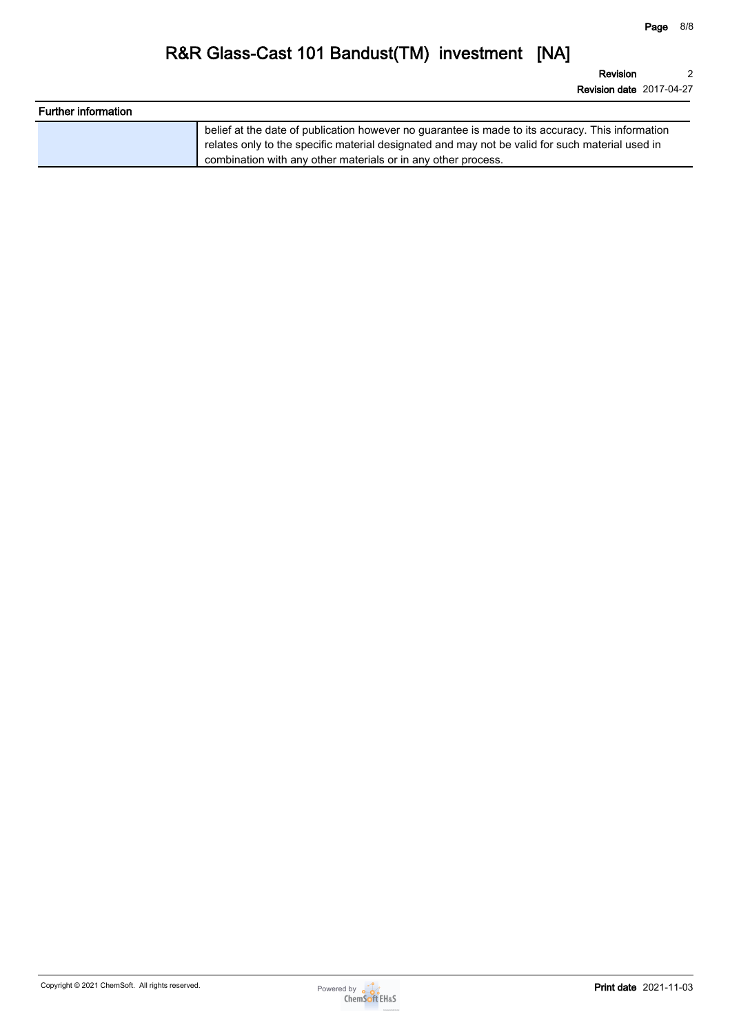## Further information

| | |
|---|---|
| | belief at the date of publication however no guarantee is made to its accuracy. This information relates only to the specific material designated and may not be valid for such material used in combination with any other materials or in any other process. |